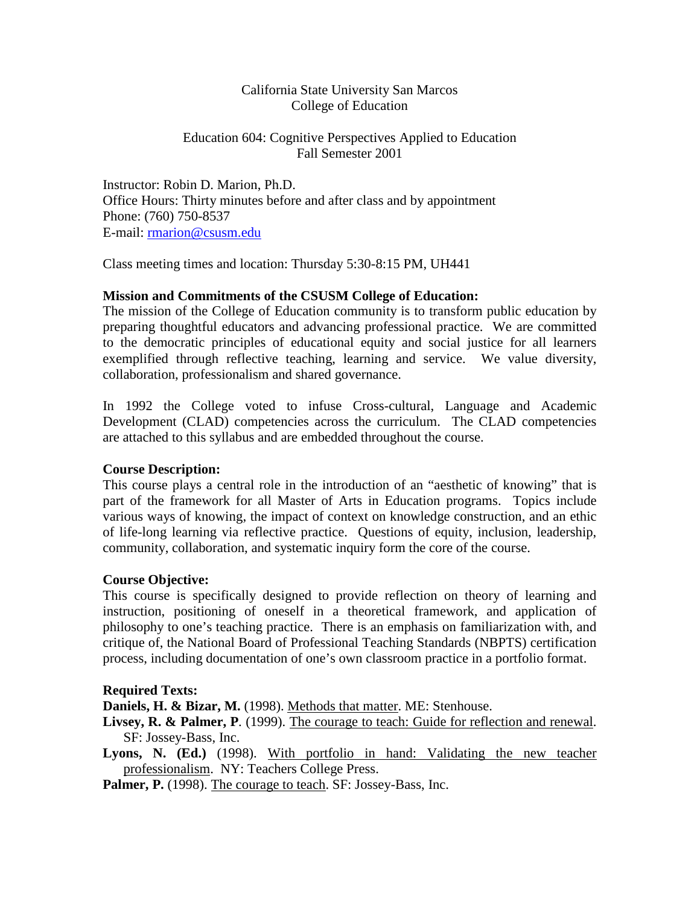California State University San Marcos
College of Education

Education 604: Cognitive Perspectives Applied to Education
Fall Semester 2001

Instructor: Robin D. Marion, Ph.D.
Office Hours: Thirty minutes before and after class and by appointment
Phone: (760) 750-8537
E-mail: rmarion@csusm.edu

Class meeting times and location: Thursday 5:30-8:15 PM, UH441

**Mission and Commitments of the CSUSM College of Education:**
The mission of the College of Education community is to transform public education by preparing thoughtful educators and advancing professional practice. We are committed to the democratic principles of educational equity and social justice for all learners exemplified through reflective teaching, learning and service. We value diversity, collaboration, professionalism and shared governance.

In 1992 the College voted to infuse Cross-cultural, Language and Academic Development (CLAD) competencies across the curriculum. The CLAD competencies are attached to this syllabus and are embedded throughout the course.

**Course Description:**
This course plays a central role in the introduction of an "aesthetic of knowing" that is part of the framework for all Master of Arts in Education programs. Topics include various ways of knowing, the impact of context on knowledge construction, and an ethic of life-long learning via reflective practice. Questions of equity, inclusion, leadership, community, collaboration, and systematic inquiry form the core of the course.

**Course Objective:**
This course is specifically designed to provide reflection on theory of learning and instruction, positioning of oneself in a theoretical framework, and application of philosophy to one's teaching practice. There is an emphasis on familiarization with, and critique of, the National Board of Professional Teaching Standards (NBPTS) certification process, including documentation of one's own classroom practice in a portfolio format.

**Required Texts:**

**Daniels, H. & Bizar, M.** (1998). Methods that matter. ME: Stenhouse.

**Livsey, R. & Palmer, P**. (1999). The courage to teach: Guide for reflection and renewal. SF: Jossey-Bass, Inc.

**Lyons, N. (Ed.)** (1998). With portfolio in hand: Validating the new teacher professionalism. NY: Teachers College Press.

**Palmer, P.** (1998). The courage to teach. SF: Jossey-Bass, Inc.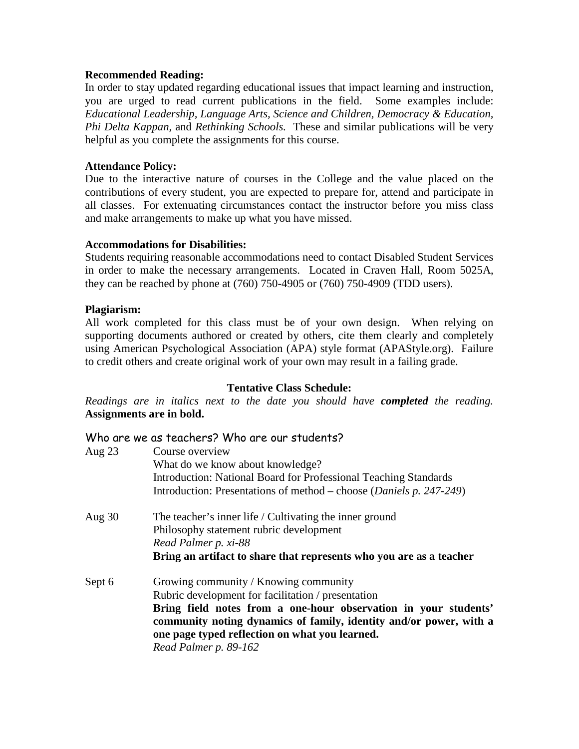**Recommended Reading:**
In order to stay updated regarding educational issues that impact learning and instruction, you are urged to read current publications in the field. Some examples include: *Educational Leadership, Language Arts, Science and Children, Democracy & Education, Phi Delta Kappan,* and *Rethinking Schools.* These and similar publications will be very helpful as you complete the assignments for this course.

**Attendance Policy:**
Due to the interactive nature of courses in the College and the value placed on the contributions of every student, you are expected to prepare for, attend and participate in all classes. For extenuating circumstances contact the instructor before you miss class and make arrangements to make up what you have missed.

**Accommodations for Disabilities:**
Students requiring reasonable accommodations need to contact Disabled Student Services in order to make the necessary arrangements. Located in Craven Hall, Room 5025A, they can be reached by phone at (760) 750-4905 or (760) 750-4909 (TDD users).

**Plagiarism:**
All work completed for this class must be of your own design. When relying on supporting documents authored or created by others, cite them clearly and completely using American Psychological Association (APA) style format (APAStyle.org). Failure to credit others and create original work of your own may result in a failing grade.

**Tentative Class Schedule:**

*Readings are in italics next to the date you should have* ***completed*** *the reading.* **Assignments are in bold.**

### Who are we as teachers? Who are our students?

Aug 23
: Course overview
: What do we know about knowledge?
: Introduction: National Board for Professional Teaching Standards
: Introduction: Presentations of method – choose (*Daniels p. 247-249*)

Aug 30
: The teacher's inner life / Cultivating the inner ground
: Philosophy statement rubric development
: *Read Palmer p. xi-88*
: **Bring an artifact to share that represents who you are as a teacher**

Sept 6
: Growing community / Knowing community
: Rubric development for facilitation / presentation
: **Bring field notes from a one-hour observation in your students' community noting dynamics of family, identity and/or power, with a one page typed reflection on what you learned.**
: *Read Palmer p. 89-162*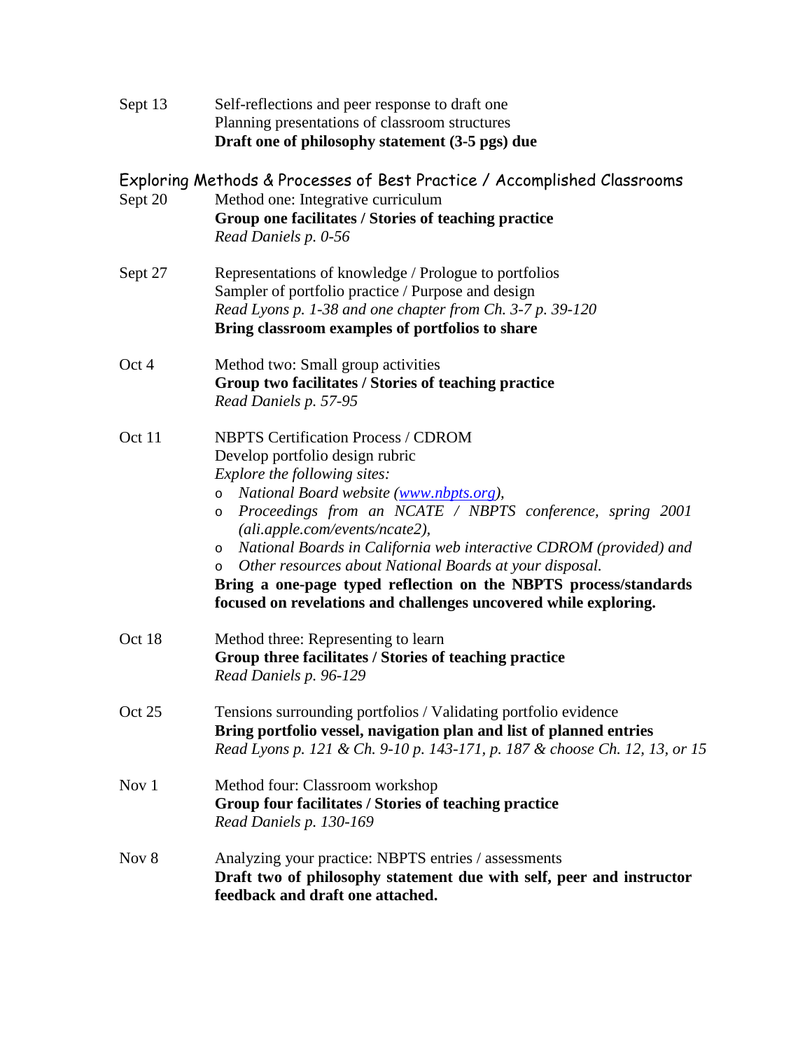Sept 13 Self-reflections and peer response to draft one
Planning presentations of classroom structures
**Draft one of philosophy statement (3-5 pgs) due**

## Exploring Methods & Processes of Best Practice / Accomplished Classrooms

Sept 20 Method one: Integrative curriculum
**Group one facilitates / Stories of teaching practice**
*Read Daniels p. 0-56*

Sept 27 Representations of knowledge / Prologue to portfolios
Sampler of portfolio practice / Purpose and design
*Read Lyons p. 1-38 and one chapter from Ch. 3-7 p. 39-120*
**Bring classroom examples of portfolios to share**

Oct 4 Method two: Small group activities
**Group two facilitates / Stories of teaching practice**
*Read Daniels p. 57-95*

Oct 11 NBPTS Certification Process / CDROM
Develop portfolio design rubric
*Explore the following sites:*

- *National Board website (www.nbpts.org),*
- *Proceedings from an NCATE / NBPTS conference, spring 2001 (ali.apple.com/events/ncate2),*
- *National Boards in California web interactive CDROM (provided) and*
- *Other resources about National Boards at your disposal.*

**Bring a one-page typed reflection on the NBPTS process/standards focused on revelations and challenges uncovered while exploring.**

Oct 18 Method three: Representing to learn
**Group three facilitates / Stories of teaching practice**
*Read Daniels p. 96-129*

Oct 25 Tensions surrounding portfolios / Validating portfolio evidence
**Bring portfolio vessel, navigation plan and list of planned entries**
*Read Lyons p. 121 & Ch. 9-10 p. 143-171, p. 187 & choose Ch. 12, 13, or 15*

Nov 1 Method four: Classroom workshop
**Group four facilitates / Stories of teaching practice**
*Read Daniels p. 130-169*

Nov 8 Analyzing your practice: NBPTS entries / assessments
**Draft two of philosophy statement due with self, peer and instructor feedback and draft one attached.**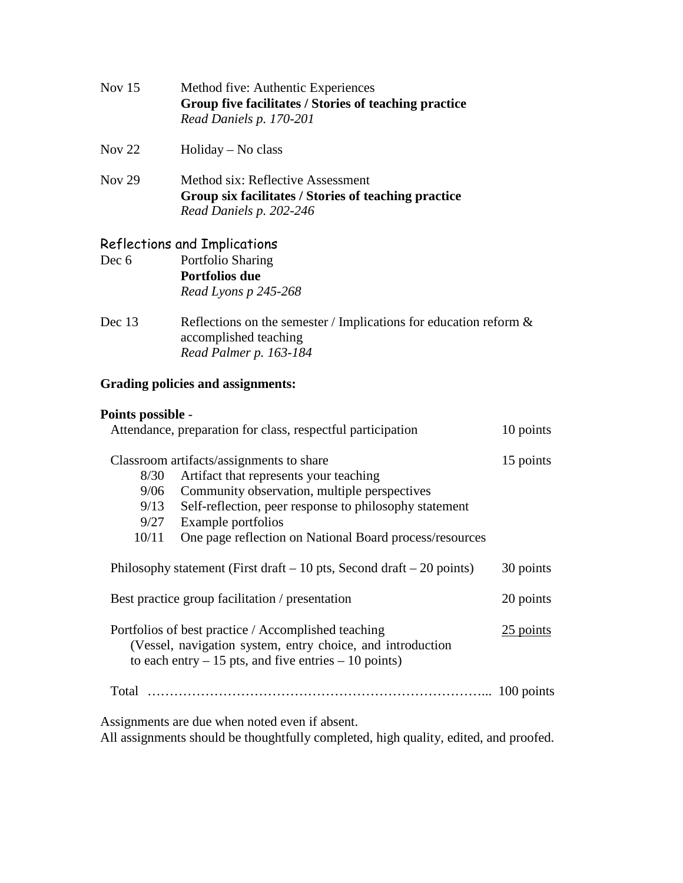Nov 15 Method five: Authentic Experiences
**Group five facilitates / Stories of teaching practice**
*Read Daniels p. 170-201*

Nov 22 Holiday – No class

Nov 29 Method six: Reflective Assessment
**Group six facilitates / Stories of teaching practice**
*Read Daniels p. 202-246*

## Reflections and Implications

Dec 6 Portfolio Sharing
**Portfolios due**
*Read Lyons p 245-268*

Dec 13 Reflections on the semester / Implications for education reform & accomplished teaching
*Read Palmer p. 163-184*

**Grading policies and assignments:**

**Points possible** -

| | |
|---|---|
| Attendance, preparation for class, respectful participation | 10 points |
| Classroom artifacts/assignments to share<br>8/30 Artifact that represents your teaching<br>9/06 Community observation, multiple perspectives<br>9/13 Self-reflection, peer response to philosophy statement<br>9/27 Example portfolios<br>10/11 One page reflection on National Board process/resources | 15 points |
| Philosophy statement (First draft – 10 pts, Second draft – 20 points) | 30 points |
| Best practice group facilitation / presentation | 20 points |
| Portfolios of best practice / Accomplished teaching<br>(Vessel, navigation system, entry choice, and introduction to each entry – 15 pts, and five entries – 10 points) | 25 points |
| Total ……………………………………………………………… | 100 points |

Assignments are due when noted even if absent.
All assignments should be thoughtfully completed, high quality, edited, and proofed.